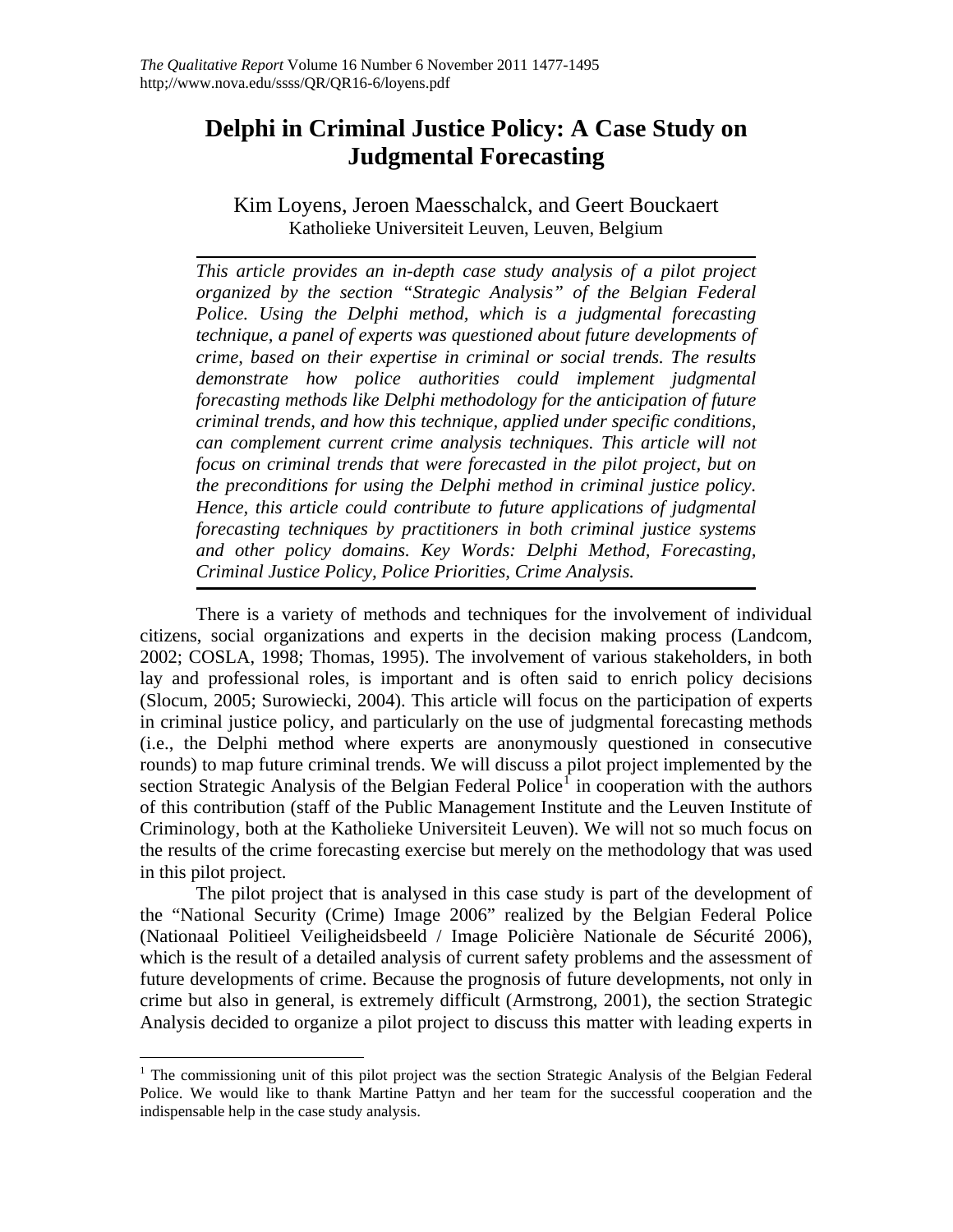# Delphi in Criminal Justice Policy: A Case Study on Judgmental Forecasting

Kim Loyens, Jeroen Maesschalck, and Geert Bouckaert
Katholieke Universiteit Leuven, Leuven, Belgium

*This article provides an in-depth case study analysis of a pilot project organized by the section "Strategic Analysis" of the Belgian Federal Police. Using the Delphi method, which is a judgmental forecasting technique, a panel of experts was questioned about future developments of crime, based on their expertise in criminal or social trends. The results demonstrate how police authorities could implement judgmental forecasting methods like Delphi methodology for the anticipation of future criminal trends, and how this technique, applied under specific conditions, can complement current crime analysis techniques. This article will not focus on criminal trends that were forecasted in the pilot project, but on the preconditions for using the Delphi method in criminal justice policy. Hence, this article could contribute to future applications of judgmental forecasting techniques by practitioners in both criminal justice systems and other policy domains. Key Words: Delphi Method, Forecasting, Criminal Justice Policy, Police Priorities, Crime Analysis.*

There is a variety of methods and techniques for the involvement of individual citizens, social organizations and experts in the decision making process (Landcom, 2002; COSLA, 1998; Thomas, 1995). The involvement of various stakeholders, in both lay and professional roles, is important and is often said to enrich policy decisions (Slocum, 2005; Surowiecki, 2004). This article will focus on the participation of experts in criminal justice policy, and particularly on the use of judgmental forecasting methods (i.e., the Delphi method where experts are anonymously questioned in consecutive rounds) to map future criminal trends. We will discuss a pilot project implemented by the section Strategic Analysis of the Belgian Federal Police[1] in cooperation with the authors of this contribution (staff of the Public Management Institute and the Leuven Institute of Criminology, both at the Katholieke Universiteit Leuven). We will not so much focus on the results of the crime forecasting exercise but merely on the methodology that was used in this pilot project.

The pilot project that is analysed in this case study is part of the development of the "National Security (Crime) Image 2006" realized by the Belgian Federal Police (Nationaal Politieel Veiligheidsbeeld / Image Policière Nationale de Sécurité 2006), which is the result of a detailed analysis of current safety problems and the assessment of future developments of crime. Because the prognosis of future developments, not only in crime but also in general, is extremely difficult (Armstrong, 2001), the section Strategic Analysis decided to organize a pilot project to discuss this matter with leading experts in

[1] The commissioning unit of this pilot project was the section Strategic Analysis of the Belgian Federal Police. We would like to thank Martine Pattyn and her team for the successful cooperation and the indispensable help in the case study analysis.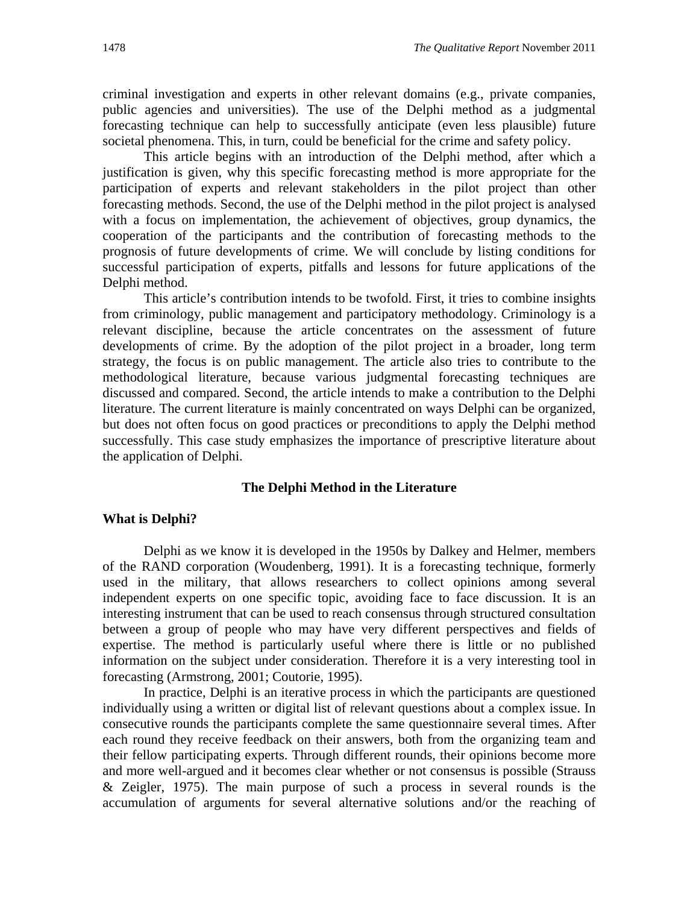criminal investigation and experts in other relevant domains (e.g., private companies, public agencies and universities). The use of the Delphi method as a judgmental forecasting technique can help to successfully anticipate (even less plausible) future societal phenomena. This, in turn, could be beneficial for the crime and safety policy.

This article begins with an introduction of the Delphi method, after which a justification is given, why this specific forecasting method is more appropriate for the participation of experts and relevant stakeholders in the pilot project than other forecasting methods. Second, the use of the Delphi method in the pilot project is analysed with a focus on implementation, the achievement of objectives, group dynamics, the cooperation of the participants and the contribution of forecasting methods to the prognosis of future developments of crime. We will conclude by listing conditions for successful participation of experts, pitfalls and lessons for future applications of the Delphi method.

This article's contribution intends to be twofold. First, it tries to combine insights from criminology, public management and participatory methodology. Criminology is a relevant discipline, because the article concentrates on the assessment of future developments of crime. By the adoption of the pilot project in a broader, long term strategy, the focus is on public management. The article also tries to contribute to the methodological literature, because various judgmental forecasting techniques are discussed and compared. Second, the article intends to make a contribution to the Delphi literature. The current literature is mainly concentrated on ways Delphi can be organized, but does not often focus on good practices or preconditions to apply the Delphi method successfully. This case study emphasizes the importance of prescriptive literature about the application of Delphi.

## The Delphi Method in the Literature

### What is Delphi?

Delphi as we know it is developed in the 1950s by Dalkey and Helmer, members of the RAND corporation (Woudenberg, 1991). It is a forecasting technique, formerly used in the military, that allows researchers to collect opinions among several independent experts on one specific topic, avoiding face to face discussion. It is an interesting instrument that can be used to reach consensus through structured consultation between a group of people who may have very different perspectives and fields of expertise. The method is particularly useful where there is little or no published information on the subject under consideration. Therefore it is a very interesting tool in forecasting (Armstrong, 2001; Coutorie, 1995).

In practice, Delphi is an iterative process in which the participants are questioned individually using a written or digital list of relevant questions about a complex issue. In consecutive rounds the participants complete the same questionnaire several times. After each round they receive feedback on their answers, both from the organizing team and their fellow participating experts. Through different rounds, their opinions become more and more well-argued and it becomes clear whether or not consensus is possible (Strauss & Zeigler, 1975). The main purpose of such a process in several rounds is the accumulation of arguments for several alternative solutions and/or the reaching of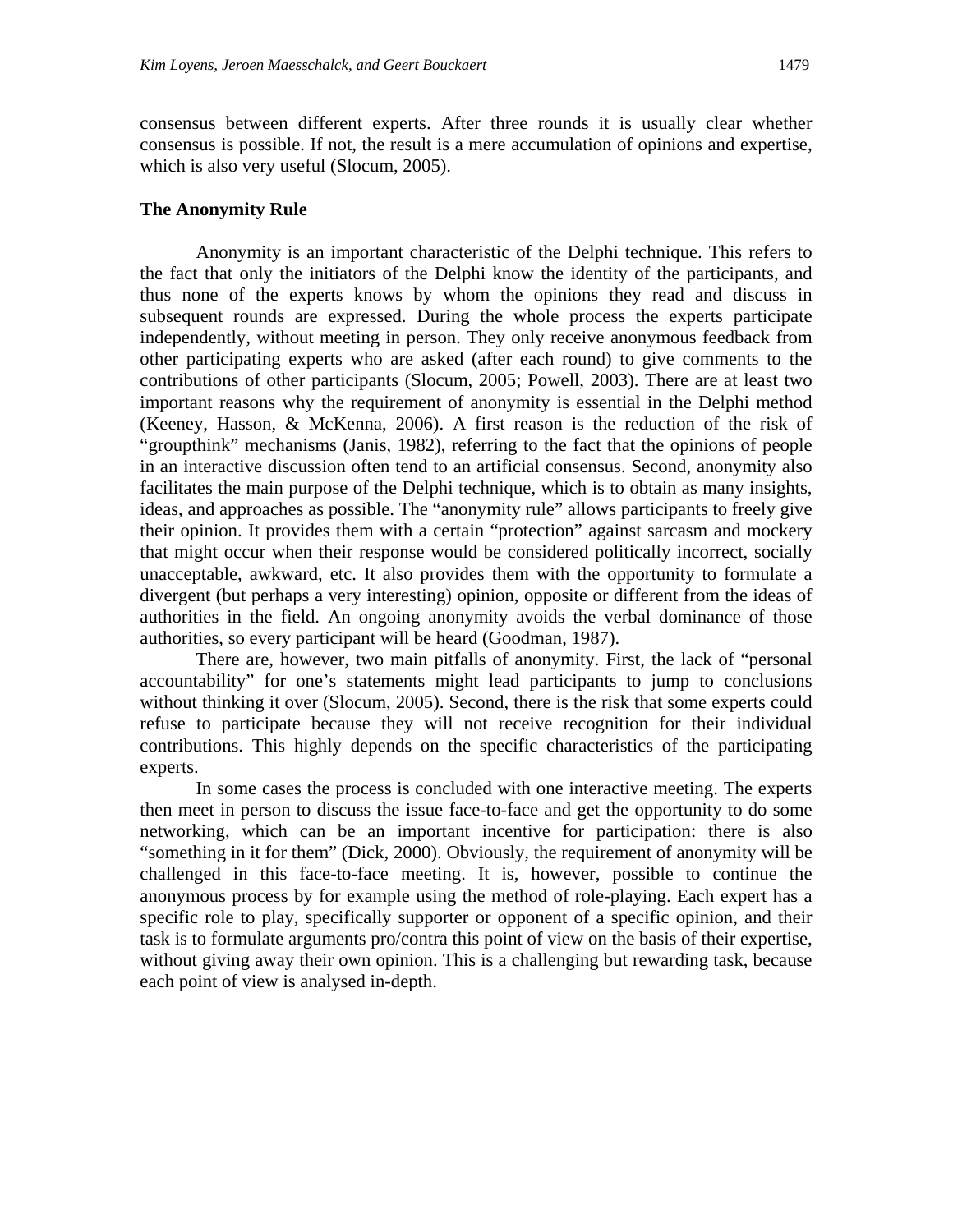consensus between different experts. After three rounds it is usually clear whether consensus is possible. If not, the result is a mere accumulation of opinions and expertise, which is also very useful (Slocum, 2005).

### The Anonymity Rule

Anonymity is an important characteristic of the Delphi technique. This refers to the fact that only the initiators of the Delphi know the identity of the participants, and thus none of the experts knows by whom the opinions they read and discuss in subsequent rounds are expressed. During the whole process the experts participate independently, without meeting in person. They only receive anonymous feedback from other participating experts who are asked (after each round) to give comments to the contributions of other participants (Slocum, 2005; Powell, 2003). There are at least two important reasons why the requirement of anonymity is essential in the Delphi method (Keeney, Hasson, & McKenna, 2006). A first reason is the reduction of the risk of "groupthink" mechanisms (Janis, 1982), referring to the fact that the opinions of people in an interactive discussion often tend to an artificial consensus. Second, anonymity also facilitates the main purpose of the Delphi technique, which is to obtain as many insights, ideas, and approaches as possible. The "anonymity rule" allows participants to freely give their opinion. It provides them with a certain "protection" against sarcasm and mockery that might occur when their response would be considered politically incorrect, socially unacceptable, awkward, etc. It also provides them with the opportunity to formulate a divergent (but perhaps a very interesting) opinion, opposite or different from the ideas of authorities in the field. An ongoing anonymity avoids the verbal dominance of those authorities, so every participant will be heard (Goodman, 1987).

There are, however, two main pitfalls of anonymity. First, the lack of "personal accountability" for one's statements might lead participants to jump to conclusions without thinking it over (Slocum, 2005). Second, there is the risk that some experts could refuse to participate because they will not receive recognition for their individual contributions. This highly depends on the specific characteristics of the participating experts.

In some cases the process is concluded with one interactive meeting. The experts then meet in person to discuss the issue face-to-face and get the opportunity to do some networking, which can be an important incentive for participation: there is also "something in it for them" (Dick, 2000). Obviously, the requirement of anonymity will be challenged in this face-to-face meeting. It is, however, possible to continue the anonymous process by for example using the method of role-playing. Each expert has a specific role to play, specifically supporter or opponent of a specific opinion, and their task is to formulate arguments pro/contra this point of view on the basis of their expertise, without giving away their own opinion. This is a challenging but rewarding task, because each point of view is analysed in-depth.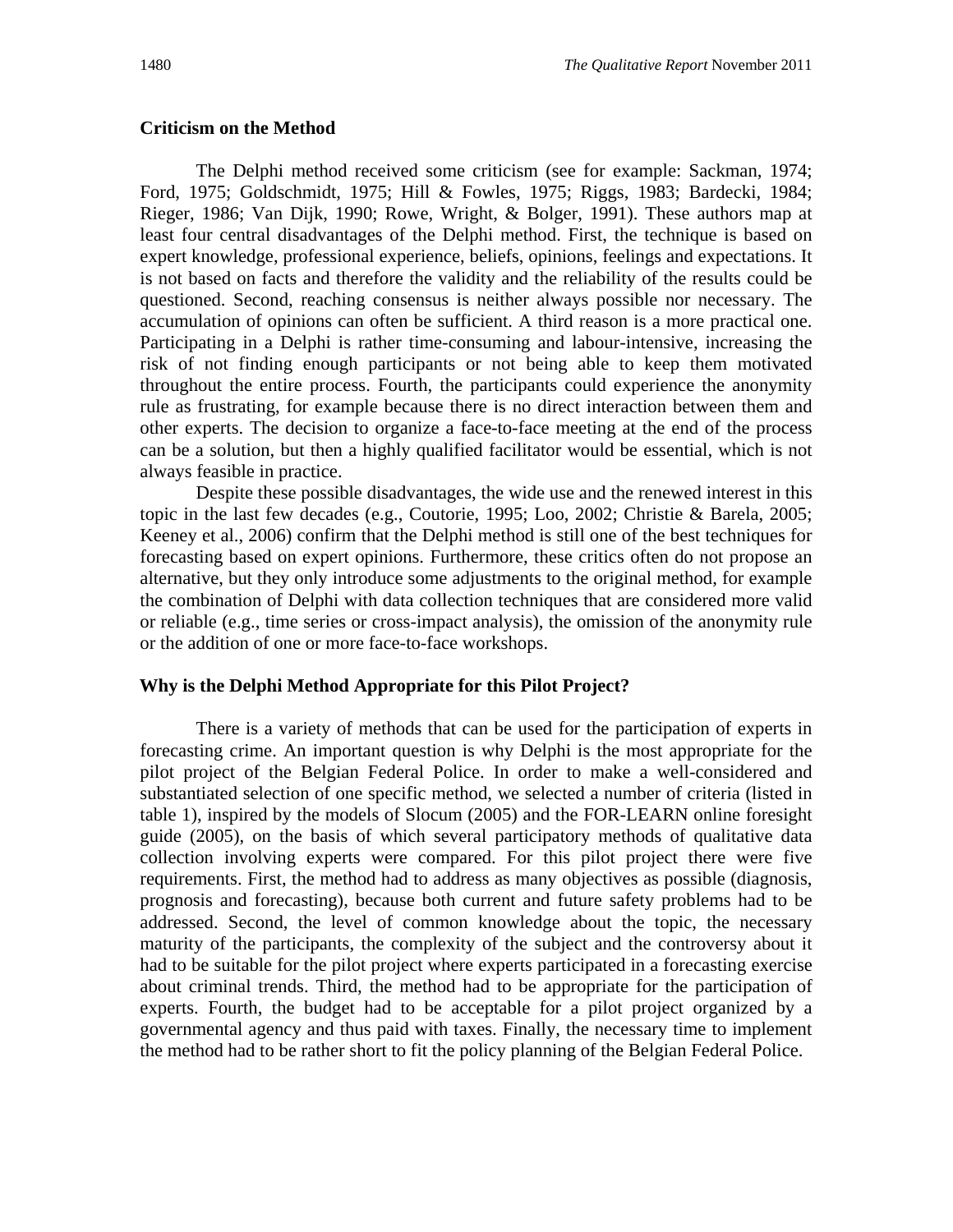### Criticism on the Method

The Delphi method received some criticism (see for example: Sackman, 1974; Ford, 1975; Goldschmidt, 1975; Hill & Fowles, 1975; Riggs, 1983; Bardecki, 1984; Rieger, 1986; Van Dijk, 1990; Rowe, Wright, & Bolger, 1991). These authors map at least four central disadvantages of the Delphi method. First, the technique is based on expert knowledge, professional experience, beliefs, opinions, feelings and expectations. It is not based on facts and therefore the validity and the reliability of the results could be questioned. Second, reaching consensus is neither always possible nor necessary. The accumulation of opinions can often be sufficient. A third reason is a more practical one. Participating in a Delphi is rather time-consuming and labour-intensive, increasing the risk of not finding enough participants or not being able to keep them motivated throughout the entire process. Fourth, the participants could experience the anonymity rule as frustrating, for example because there is no direct interaction between them and other experts. The decision to organize a face-to-face meeting at the end of the process can be a solution, but then a highly qualified facilitator would be essential, which is not always feasible in practice.

Despite these possible disadvantages, the wide use and the renewed interest in this topic in the last few decades (e.g., Coutorie, 1995; Loo, 2002; Christie & Barela, 2005; Keeney et al., 2006) confirm that the Delphi method is still one of the best techniques for forecasting based on expert opinions. Furthermore, these critics often do not propose an alternative, but they only introduce some adjustments to the original method, for example the combination of Delphi with data collection techniques that are considered more valid or reliable (e.g., time series or cross-impact analysis), the omission of the anonymity rule or the addition of one or more face-to-face workshops.

### Why is the Delphi Method Appropriate for this Pilot Project?

There is a variety of methods that can be used for the participation of experts in forecasting crime. An important question is why Delphi is the most appropriate for the pilot project of the Belgian Federal Police. In order to make a well-considered and substantiated selection of one specific method, we selected a number of criteria (listed in table 1), inspired by the models of Slocum (2005) and the FOR-LEARN online foresight guide (2005), on the basis of which several participatory methods of qualitative data collection involving experts were compared. For this pilot project there were five requirements. First, the method had to address as many objectives as possible (diagnosis, prognosis and forecasting), because both current and future safety problems had to be addressed. Second, the level of common knowledge about the topic, the necessary maturity of the participants, the complexity of the subject and the controversy about it had to be suitable for the pilot project where experts participated in a forecasting exercise about criminal trends. Third, the method had to be appropriate for the participation of experts. Fourth, the budget had to be acceptable for a pilot project organized by a governmental agency and thus paid with taxes. Finally, the necessary time to implement the method had to be rather short to fit the policy planning of the Belgian Federal Police.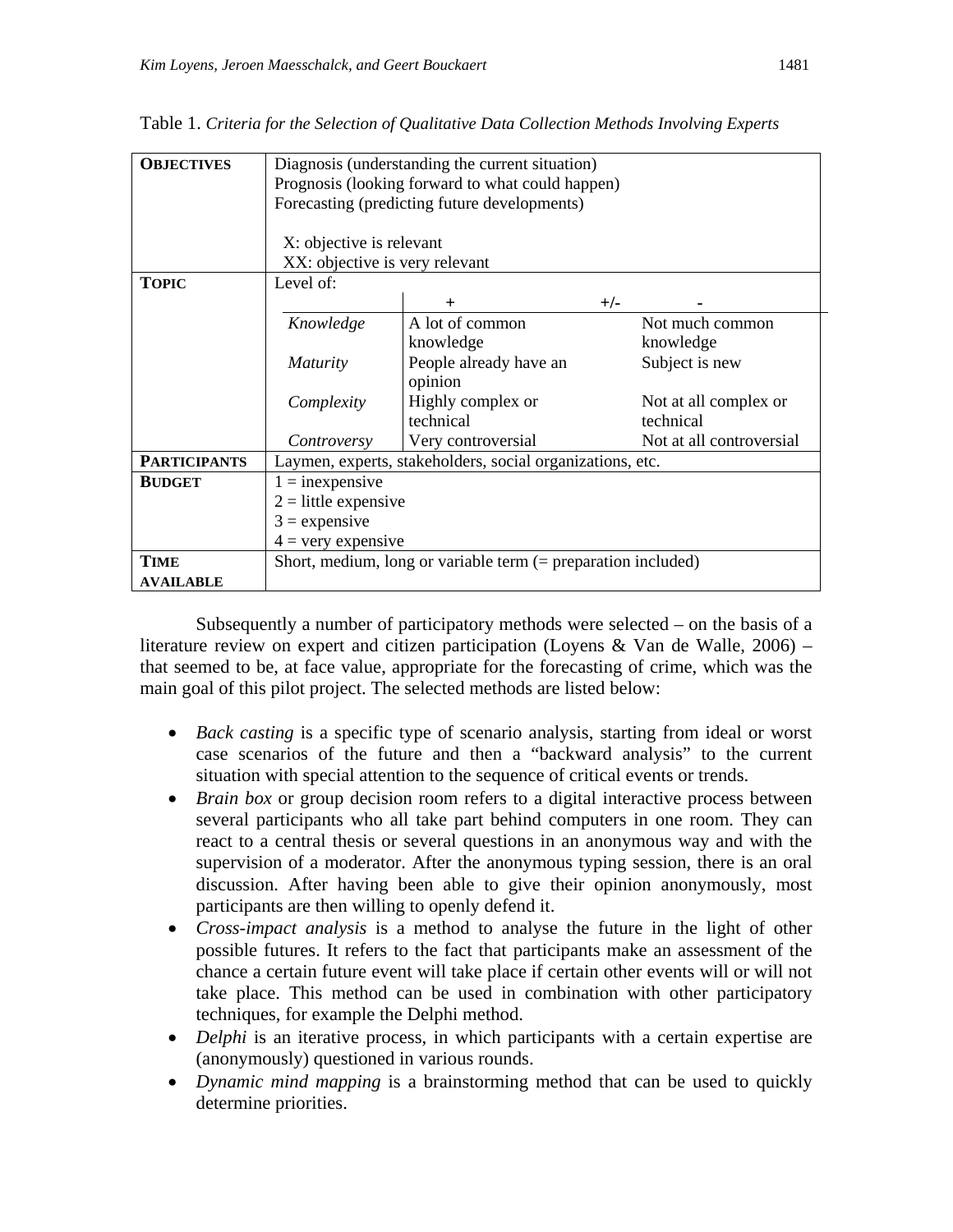Table 1. *Criteria for the Selection of Qualitative Data Collection Methods Involving Experts*

| | | | | |
|---|---|---|---|---|
| **OBJECTIVES** | Diagnosis (understanding the current situation)<br>Prognosis (looking forward to what could happen)<br>Forecasting (predicting future developments)<br><br>X: objective is relevant<br>XX: objective is very relevant | | | |
| **TOPIC** | Level of: | + | +/- | - |
| | *Knowledge* | A lot of common knowledge | | Not much common knowledge |
| | *Maturity* | People already have an opinion | | Subject is new |
| | *Complexity* | Highly complex or technical | | Not at all complex or technical |
| | *Controversy* | Very controversial | | Not at all controversial |
| **PARTICIPANTS** | Laymen, experts, stakeholders, social organizations, etc. | | | |
| **BUDGET** | 1 = inexpensive<br>2 = little expensive<br>3 = expensive<br>4 = very expensive | | | |
| **TIME AVAILABLE** | Short, medium, long or variable term (= preparation included) | | | |

Subsequently a number of participatory methods were selected – on the basis of a literature review on expert and citizen participation (Loyens & Van de Walle, 2006) – that seemed to be, at face value, appropriate for the forecasting of crime, which was the main goal of this pilot project. The selected methods are listed below:

- *Back casting* is a specific type of scenario analysis, starting from ideal or worst case scenarios of the future and then a "backward analysis" to the current situation with special attention to the sequence of critical events or trends.
- *Brain box* or group decision room refers to a digital interactive process between several participants who all take part behind computers in one room. They can react to a central thesis or several questions in an anonymous way and with the supervision of a moderator. After the anonymous typing session, there is an oral discussion. After having been able to give their opinion anonymously, most participants are then willing to openly defend it.
- *Cross-impact analysis* is a method to analyse the future in the light of other possible futures. It refers to the fact that participants make an assessment of the chance a certain future event will take place if certain other events will or will not take place. This method can be used in combination with other participatory techniques, for example the Delphi method.
- *Delphi* is an iterative process, in which participants with a certain expertise are (anonymously) questioned in various rounds.
- *Dynamic mind mapping* is a brainstorming method that can be used to quickly determine priorities.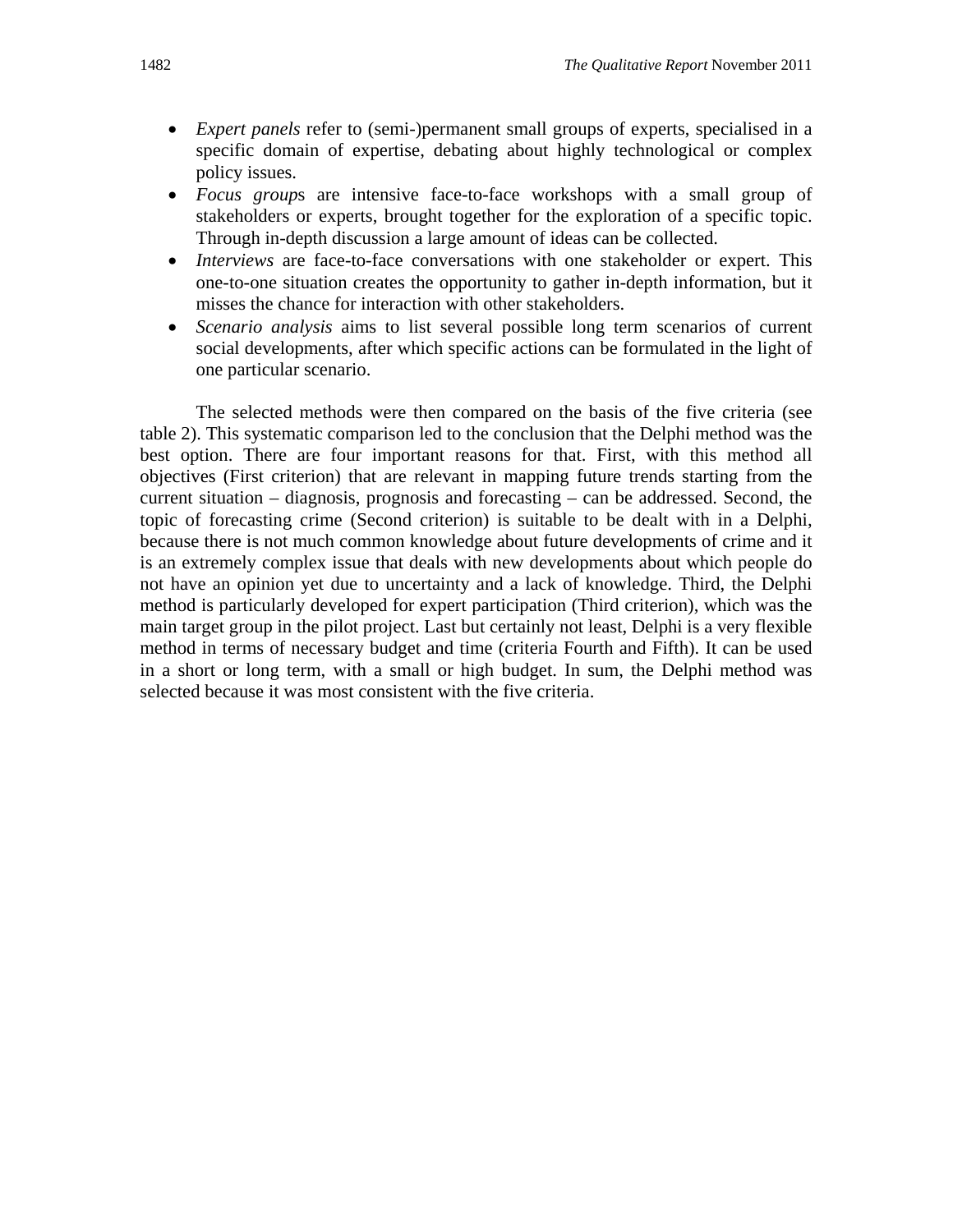- *Expert panels* refer to (semi-)permanent small groups of experts, specialised in a specific domain of expertise, debating about highly technological or complex policy issues.
- *Focus group*s are intensive face-to-face workshops with a small group of stakeholders or experts, brought together for the exploration of a specific topic. Through in-depth discussion a large amount of ideas can be collected.
- *Interviews* are face-to-face conversations with one stakeholder or expert. This one-to-one situation creates the opportunity to gather in-depth information, but it misses the chance for interaction with other stakeholders.
- *Scenario analysis* aims to list several possible long term scenarios of current social developments, after which specific actions can be formulated in the light of one particular scenario.

The selected methods were then compared on the basis of the five criteria (see table 2). This systematic comparison led to the conclusion that the Delphi method was the best option. There are four important reasons for that. First, with this method all objectives (First criterion) that are relevant in mapping future trends starting from the current situation – diagnosis, prognosis and forecasting – can be addressed. Second, the topic of forecasting crime (Second criterion) is suitable to be dealt with in a Delphi, because there is not much common knowledge about future developments of crime and it is an extremely complex issue that deals with new developments about which people do not have an opinion yet due to uncertainty and a lack of knowledge. Third, the Delphi method is particularly developed for expert participation (Third criterion), which was the main target group in the pilot project. Last but certainly not least, Delphi is a very flexible method in terms of necessary budget and time (criteria Fourth and Fifth). It can be used in a short or long term, with a small or high budget. In sum, the Delphi method was selected because it was most consistent with the five criteria.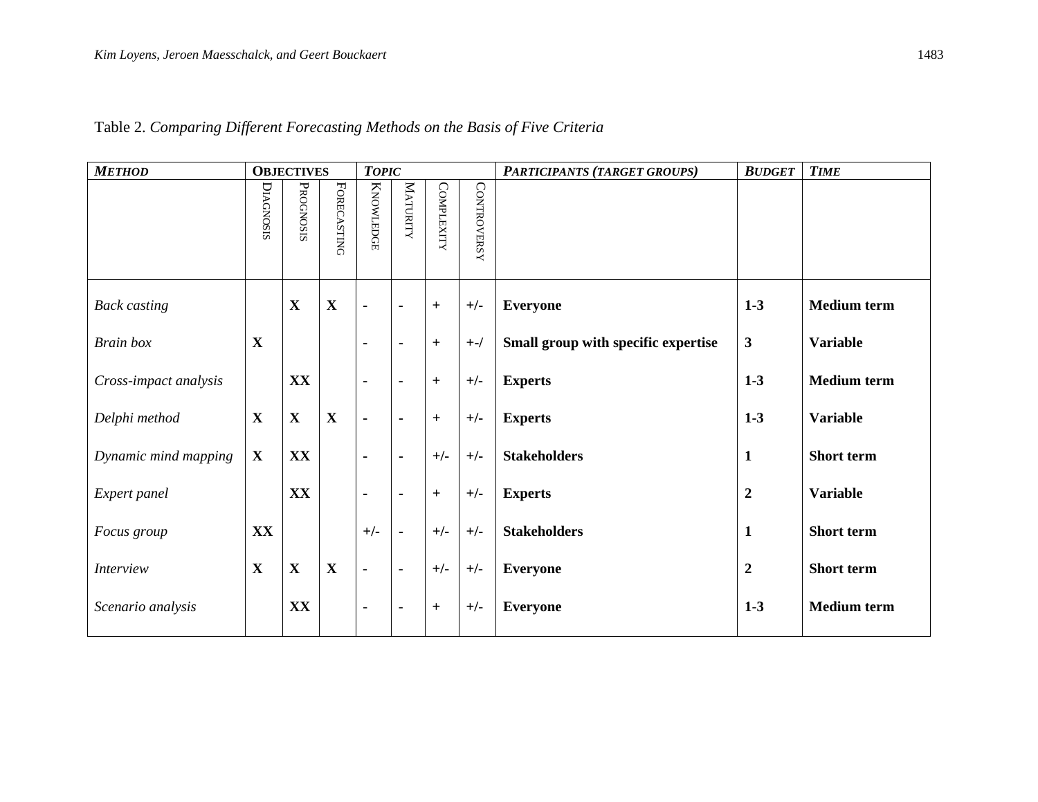Table 2. *Comparing Different Forecasting Methods on the Basis of Five Criteria*

| ***Method*** | **Objectives** | | | ***Topic*** | | | | ***Participants (Target Groups)*** | ***Budget*** | ***Time*** |
|---|---|---|---|---|---|---|---|---|---|---|
| | Diagnosis | Prognosis | Forecasting | Knowledge | Maturity | Complexity | Controversy | | | |
| *Back casting* | | **X** | **X** | **-** | **-** | **+** | **+/-** | **Everyone** | **1-3** | **Medium term** |
| *Brain box* | **X** | | | **-** | **-** | **+** | **+-/** | **Small group with specific expertise** | **3** | **Variable** |
| *Cross-impact analysis* | | **XX** | | **-** | **-** | **+** | **+/-** | **Experts** | **1-3** | **Medium term** |
| *Delphi method* | **X** | **X** | **X** | **-** | **-** | **+** | **+/-** | **Experts** | **1-3** | **Variable** |
| *Dynamic mind mapping* | **X** | **XX** | | **-** | **-** | **+/-** | **+/-** | **Stakeholders** | **1** | **Short term** |
| *Expert panel* | | **XX** | | **-** | **-** | **+** | **+/-** | **Experts** | **2** | **Variable** |
| *Focus group* | **XX** | | | **+/-** | **-** | **+/-** | **+/-** | **Stakeholders** | **1** | **Short term** |
| *Interview* | **X** | **X** | **X** | **-** | **-** | **+/-** | **+/-** | **Everyone** | **2** | **Short term** |
| *Scenario analysis* | | **XX** | | **-** | **-** | **+** | **+/-** | **Everyone** | **1-3** | **Medium term** |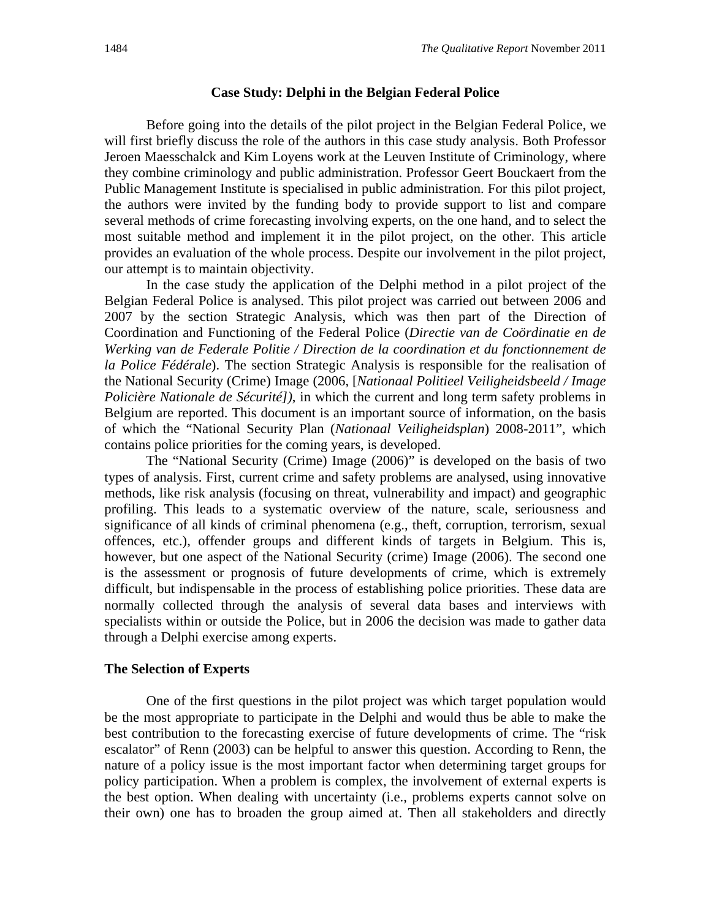## Case Study: Delphi in the Belgian Federal Police

Before going into the details of the pilot project in the Belgian Federal Police, we will first briefly discuss the role of the authors in this case study analysis. Both Professor Jeroen Maesschalck and Kim Loyens work at the Leuven Institute of Criminology, where they combine criminology and public administration. Professor Geert Bouckaert from the Public Management Institute is specialised in public administration. For this pilot project, the authors were invited by the funding body to provide support to list and compare several methods of crime forecasting involving experts, on the one hand, and to select the most suitable method and implement it in the pilot project, on the other. This article provides an evaluation of the whole process. Despite our involvement in the pilot project, our attempt is to maintain objectivity.

In the case study the application of the Delphi method in a pilot project of the Belgian Federal Police is analysed. This pilot project was carried out between 2006 and 2007 by the section Strategic Analysis, which was then part of the Direction of Coordination and Functioning of the Federal Police (*Directie van de Coördinatie en de Werking van de Federale Politie / Direction de la coordination et du fonctionnement de la Police Fédérale*). The section Strategic Analysis is responsible for the realisation of the National Security (Crime) Image (2006, [*Nationaal Politieel Veiligheidsbeeld / Image Policière Nationale de Sécurité]*), in which the current and long term safety problems in Belgium are reported. This document is an important source of information, on the basis of which the "National Security Plan (*Nationaal Veiligheidsplan*) 2008-2011", which contains police priorities for the coming years, is developed.

The "National Security (Crime) Image (2006)" is developed on the basis of two types of analysis. First, current crime and safety problems are analysed, using innovative methods, like risk analysis (focusing on threat, vulnerability and impact) and geographic profiling. This leads to a systematic overview of the nature, scale, seriousness and significance of all kinds of criminal phenomena (e.g., theft, corruption, terrorism, sexual offences, etc.), offender groups and different kinds of targets in Belgium. This is, however, but one aspect of the National Security (crime) Image (2006). The second one is the assessment or prognosis of future developments of crime, which is extremely difficult, but indispensable in the process of establishing police priorities. These data are normally collected through the analysis of several data bases and interviews with specialists within or outside the Police, but in 2006 the decision was made to gather data through a Delphi exercise among experts.

### The Selection of Experts

One of the first questions in the pilot project was which target population would be the most appropriate to participate in the Delphi and would thus be able to make the best contribution to the forecasting exercise of future developments of crime. The "risk escalator" of Renn (2003) can be helpful to answer this question. According to Renn, the nature of a policy issue is the most important factor when determining target groups for policy participation. When a problem is complex, the involvement of external experts is the best option. When dealing with uncertainty (i.e., problems experts cannot solve on their own) one has to broaden the group aimed at. Then all stakeholders and directly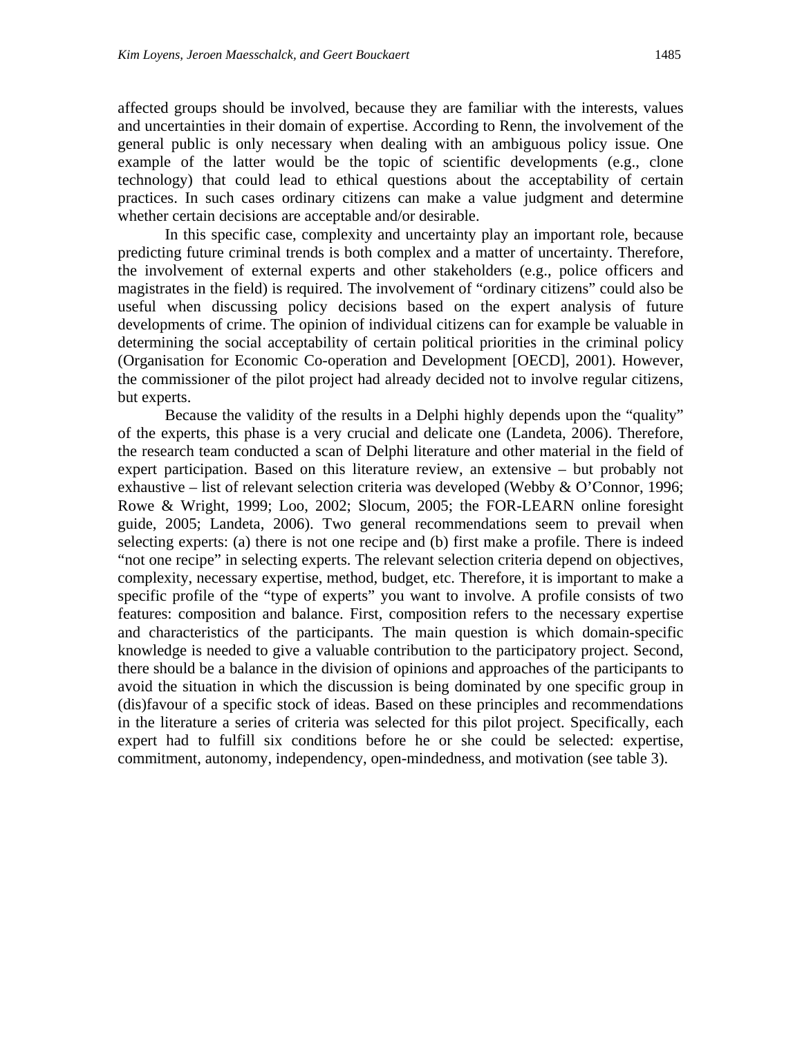affected groups should be involved, because they are familiar with the interests, values and uncertainties in their domain of expertise. According to Renn, the involvement of the general public is only necessary when dealing with an ambiguous policy issue. One example of the latter would be the topic of scientific developments (e.g., clone technology) that could lead to ethical questions about the acceptability of certain practices. In such cases ordinary citizens can make a value judgment and determine whether certain decisions are acceptable and/or desirable.

In this specific case, complexity and uncertainty play an important role, because predicting future criminal trends is both complex and a matter of uncertainty. Therefore, the involvement of external experts and other stakeholders (e.g., police officers and magistrates in the field) is required. The involvement of "ordinary citizens" could also be useful when discussing policy decisions based on the expert analysis of future developments of crime. The opinion of individual citizens can for example be valuable in determining the social acceptability of certain political priorities in the criminal policy (Organisation for Economic Co-operation and Development [OECD], 2001). However, the commissioner of the pilot project had already decided not to involve regular citizens, but experts.

Because the validity of the results in a Delphi highly depends upon the "quality" of the experts, this phase is a very crucial and delicate one (Landeta, 2006). Therefore, the research team conducted a scan of Delphi literature and other material in the field of expert participation. Based on this literature review, an extensive – but probably not exhaustive – list of relevant selection criteria was developed (Webby & O'Connor, 1996; Rowe & Wright, 1999; Loo, 2002; Slocum, 2005; the FOR-LEARN online foresight guide, 2005; Landeta, 2006). Two general recommendations seem to prevail when selecting experts: (a) there is not one recipe and (b) first make a profile. There is indeed "not one recipe" in selecting experts. The relevant selection criteria depend on objectives, complexity, necessary expertise, method, budget, etc. Therefore, it is important to make a specific profile of the "type of experts" you want to involve. A profile consists of two features: composition and balance. First, composition refers to the necessary expertise and characteristics of the participants. The main question is which domain-specific knowledge is needed to give a valuable contribution to the participatory project. Second, there should be a balance in the division of opinions and approaches of the participants to avoid the situation in which the discussion is being dominated by one specific group in (dis)favour of a specific stock of ideas. Based on these principles and recommendations in the literature a series of criteria was selected for this pilot project. Specifically, each expert had to fulfill six conditions before he or she could be selected: expertise, commitment, autonomy, independency, open-mindedness, and motivation (see table 3).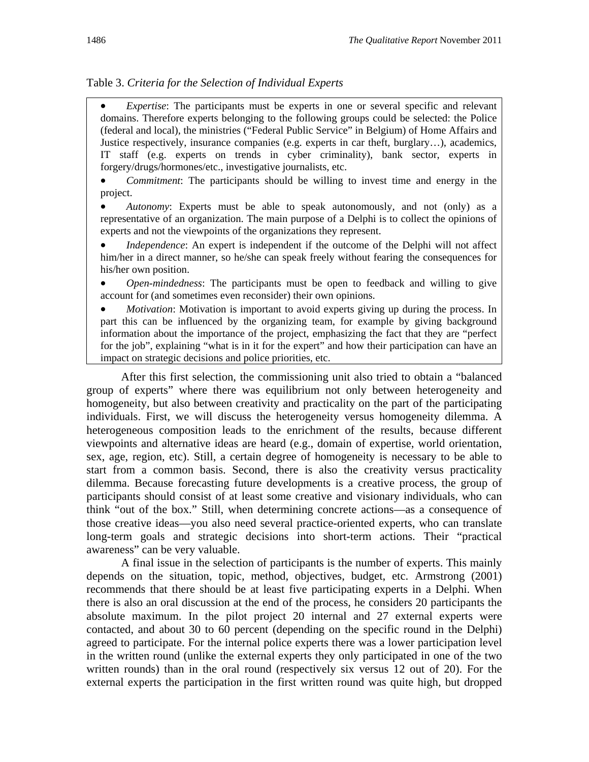Table 3. *Criteria for the Selection of Individual Experts*

- *Expertise*: The participants must be experts in one or several specific and relevant domains. Therefore experts belonging to the following groups could be selected: the Police (federal and local), the ministries ("Federal Public Service" in Belgium) of Home Affairs and Justice respectively, insurance companies (e.g. experts in car theft, burglary…), academics, IT staff (e.g. experts on trends in cyber criminality), bank sector, experts in forgery/drugs/hormones/etc., investigative journalists, etc.
- *Commitment*: The participants should be willing to invest time and energy in the project.
- *Autonomy*: Experts must be able to speak autonomously, and not (only) as a representative of an organization. The main purpose of a Delphi is to collect the opinions of experts and not the viewpoints of the organizations they represent.
- *Independence*: An expert is independent if the outcome of the Delphi will not affect him/her in a direct manner, so he/she can speak freely without fearing the consequences for his/her own position.
- *Open-mindedness*: The participants must be open to feedback and willing to give account for (and sometimes even reconsider) their own opinions.
- *Motivation*: Motivation is important to avoid experts giving up during the process. In part this can be influenced by the organizing team, for example by giving background information about the importance of the project, emphasizing the fact that they are "perfect for the job", explaining "what is in it for the expert" and how their participation can have an impact on strategic decisions and police priorities, etc.

After this first selection, the commissioning unit also tried to obtain a "balanced group of experts" where there was equilibrium not only between heterogeneity and homogeneity, but also between creativity and practicality on the part of the participating individuals. First, we will discuss the heterogeneity versus homogeneity dilemma. A heterogeneous composition leads to the enrichment of the results, because different viewpoints and alternative ideas are heard (e.g., domain of expertise, world orientation, sex, age, region, etc). Still, a certain degree of homogeneity is necessary to be able to start from a common basis. Second, there is also the creativity versus practicality dilemma. Because forecasting future developments is a creative process, the group of participants should consist of at least some creative and visionary individuals, who can think "out of the box." Still, when determining concrete actions—as a consequence of those creative ideas—you also need several practice-oriented experts, who can translate long-term goals and strategic decisions into short-term actions. Their "practical awareness" can be very valuable.

A final issue in the selection of participants is the number of experts. This mainly depends on the situation, topic, method, objectives, budget, etc. Armstrong (2001) recommends that there should be at least five participating experts in a Delphi. When there is also an oral discussion at the end of the process, he considers 20 participants the absolute maximum. In the pilot project 20 internal and 27 external experts were contacted, and about 30 to 60 percent (depending on the specific round in the Delphi) agreed to participate. For the internal police experts there was a lower participation level in the written round (unlike the external experts they only participated in one of the two written rounds) than in the oral round (respectively six versus 12 out of 20). For the external experts the participation in the first written round was quite high, but dropped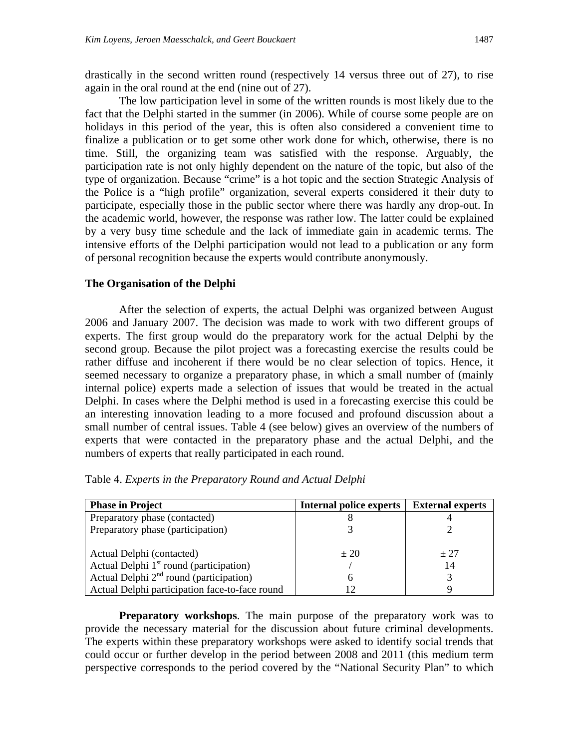drastically in the second written round (respectively 14 versus three out of 27), to rise again in the oral round at the end (nine out of 27).

The low participation level in some of the written rounds is most likely due to the fact that the Delphi started in the summer (in 2006). While of course some people are on holidays in this period of the year, this is often also considered a convenient time to finalize a publication or to get some other work done for which, otherwise, there is no time. Still, the organizing team was satisfied with the response. Arguably, the participation rate is not only highly dependent on the nature of the topic, but also of the type of organization. Because "crime" is a hot topic and the section Strategic Analysis of the Police is a "high profile" organization, several experts considered it their duty to participate, especially those in the public sector where there was hardly any drop-out. In the academic world, however, the response was rather low. The latter could be explained by a very busy time schedule and the lack of immediate gain in academic terms. The intensive efforts of the Delphi participation would not lead to a publication or any form of personal recognition because the experts would contribute anonymously.

**The Organisation of the Delphi**

After the selection of experts, the actual Delphi was organized between August 2006 and January 2007. The decision was made to work with two different groups of experts. The first group would do the preparatory work for the actual Delphi by the second group. Because the pilot project was a forecasting exercise the results could be rather diffuse and incoherent if there would be no clear selection of topics. Hence, it seemed necessary to organize a preparatory phase, in which a small number of (mainly internal police) experts made a selection of issues that would be treated in the actual Delphi. In cases where the Delphi method is used in a forecasting exercise this could be an interesting innovation leading to a more focused and profound discussion about a small number of central issues. Table 4 (see below) gives an overview of the numbers of experts that were contacted in the preparatory phase and the actual Delphi, and the numbers of experts that really participated in each round.

Table 4. *Experts in the Preparatory Round and Actual Delphi*

| Phase in Project | Internal police experts | External experts |
|---|---|---|
| Preparatory phase (contacted) | 8 | 4 |
| Preparatory phase (participation) | 3 | 2 |
| | | |
| Actual Delphi (contacted) | ± 20 | ± 27 |
| Actual Delphi 1st round (participation) | / | 14 |
| Actual Delphi 2nd round (participation) | 6 | 3 |
| Actual Delphi participation face-to-face round | 12 | 9 |

**Preparatory workshops**. The main purpose of the preparatory work was to provide the necessary material for the discussion about future criminal developments. The experts within these preparatory workshops were asked to identify social trends that could occur or further develop in the period between 2008 and 2011 (this medium term perspective corresponds to the period covered by the "National Security Plan" to which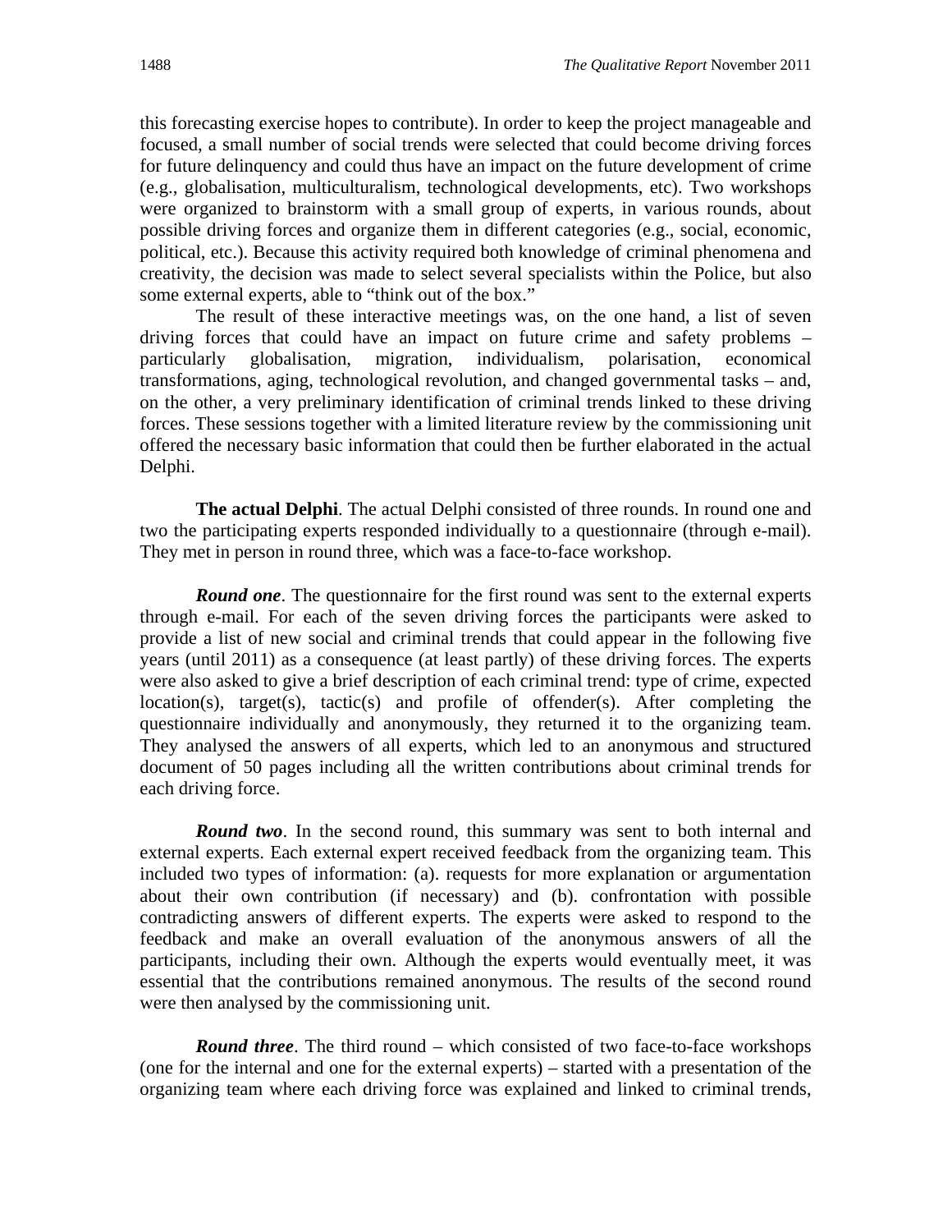this forecasting exercise hopes to contribute). In order to keep the project manageable and focused, a small number of social trends were selected that could become driving forces for future delinquency and could thus have an impact on the future development of crime (e.g., globalisation, multiculturalism, technological developments, etc). Two workshops were organized to brainstorm with a small group of experts, in various rounds, about possible driving forces and organize them in different categories (e.g., social, economic, political, etc.). Because this activity required both knowledge of criminal phenomena and creativity, the decision was made to select several specialists within the Police, but also some external experts, able to "think out of the box."

The result of these interactive meetings was, on the one hand, a list of seven driving forces that could have an impact on future crime and safety problems – particularly globalisation, migration, individualism, polarisation, economical transformations, aging, technological revolution, and changed governmental tasks – and, on the other, a very preliminary identification of criminal trends linked to these driving forces. These sessions together with a limited literature review by the commissioning unit offered the necessary basic information that could then be further elaborated in the actual Delphi.

**The actual Delphi**. The actual Delphi consisted of three rounds. In round one and two the participating experts responded individually to a questionnaire (through e-mail). They met in person in round three, which was a face-to-face workshop.

***Round one***. The questionnaire for the first round was sent to the external experts through e-mail. For each of the seven driving forces the participants were asked to provide a list of new social and criminal trends that could appear in the following five years (until 2011) as a consequence (at least partly) of these driving forces. The experts were also asked to give a brief description of each criminal trend: type of crime, expected location(s), target(s), tactic(s) and profile of offender(s). After completing the questionnaire individually and anonymously, they returned it to the organizing team. They analysed the answers of all experts, which led to an anonymous and structured document of 50 pages including all the written contributions about criminal trends for each driving force.

***Round two***. In the second round, this summary was sent to both internal and external experts. Each external expert received feedback from the organizing team. This included two types of information: (a). requests for more explanation or argumentation about their own contribution (if necessary) and (b). confrontation with possible contradicting answers of different experts. The experts were asked to respond to the feedback and make an overall evaluation of the anonymous answers of all the participants, including their own. Although the experts would eventually meet, it was essential that the contributions remained anonymous. The results of the second round were then analysed by the commissioning unit.

***Round three***. The third round – which consisted of two face-to-face workshops (one for the internal and one for the external experts) – started with a presentation of the organizing team where each driving force was explained and linked to criminal trends,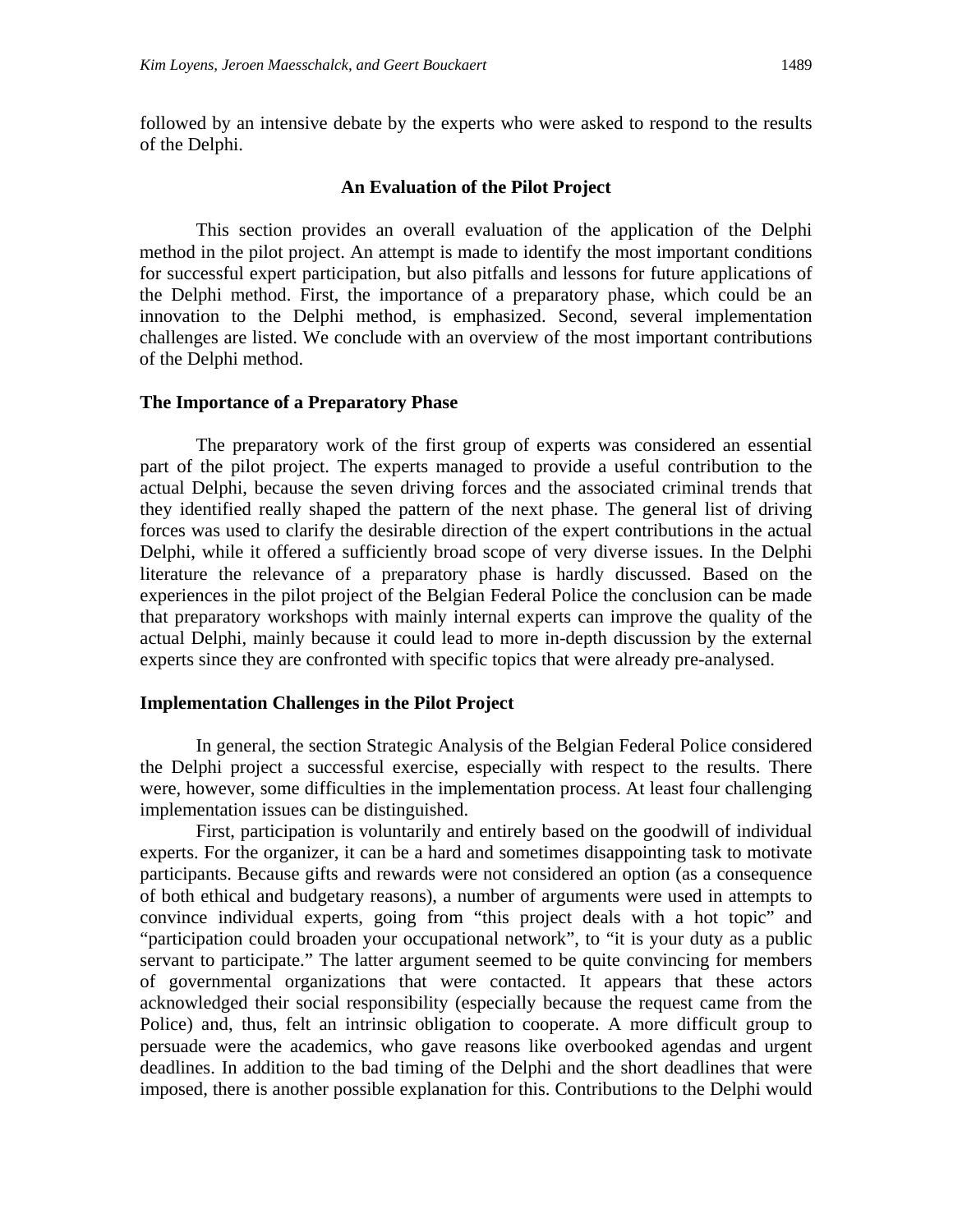followed by an intensive debate by the experts who were asked to respond to the results of the Delphi.

## An Evaluation of the Pilot Project

This section provides an overall evaluation of the application of the Delphi method in the pilot project. An attempt is made to identify the most important conditions for successful expert participation, but also pitfalls and lessons for future applications of the Delphi method. First, the importance of a preparatory phase, which could be an innovation to the Delphi method, is emphasized. Second, several implementation challenges are listed. We conclude with an overview of the most important contributions of the Delphi method.

### The Importance of a Preparatory Phase

The preparatory work of the first group of experts was considered an essential part of the pilot project. The experts managed to provide a useful contribution to the actual Delphi, because the seven driving forces and the associated criminal trends that they identified really shaped the pattern of the next phase. The general list of driving forces was used to clarify the desirable direction of the expert contributions in the actual Delphi, while it offered a sufficiently broad scope of very diverse issues. In the Delphi literature the relevance of a preparatory phase is hardly discussed. Based on the experiences in the pilot project of the Belgian Federal Police the conclusion can be made that preparatory workshops with mainly internal experts can improve the quality of the actual Delphi, mainly because it could lead to more in-depth discussion by the external experts since they are confronted with specific topics that were already pre-analysed.

### Implementation Challenges in the Pilot Project

In general, the section Strategic Analysis of the Belgian Federal Police considered the Delphi project a successful exercise, especially with respect to the results. There were, however, some difficulties in the implementation process. At least four challenging implementation issues can be distinguished.

First, participation is voluntarily and entirely based on the goodwill of individual experts. For the organizer, it can be a hard and sometimes disappointing task to motivate participants. Because gifts and rewards were not considered an option (as a consequence of both ethical and budgetary reasons), a number of arguments were used in attempts to convince individual experts, going from "this project deals with a hot topic" and "participation could broaden your occupational network", to "it is your duty as a public servant to participate." The latter argument seemed to be quite convincing for members of governmental organizations that were contacted. It appears that these actors acknowledged their social responsibility (especially because the request came from the Police) and, thus, felt an intrinsic obligation to cooperate. A more difficult group to persuade were the academics, who gave reasons like overbooked agendas and urgent deadlines. In addition to the bad timing of the Delphi and the short deadlines that were imposed, there is another possible explanation for this. Contributions to the Delphi would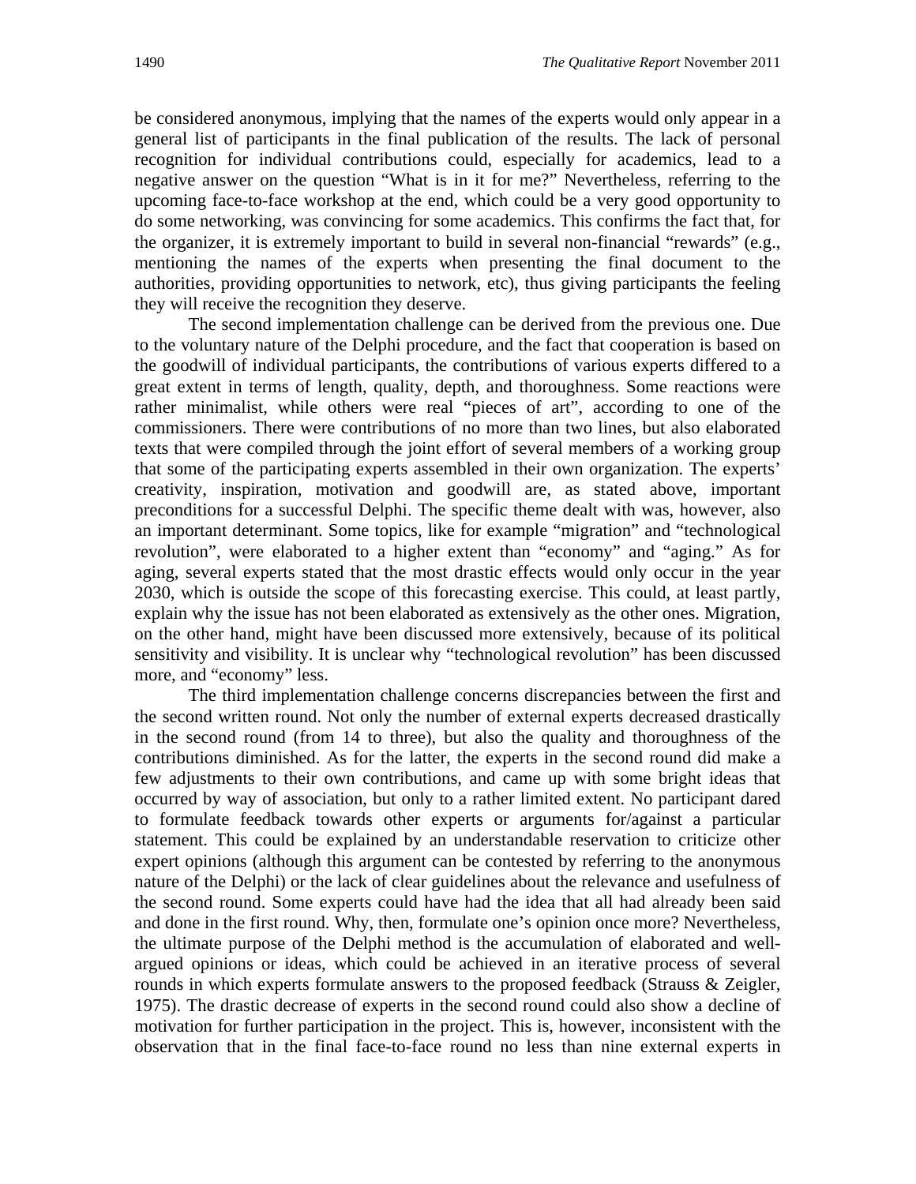be considered anonymous, implying that the names of the experts would only appear in a general list of participants in the final publication of the results. The lack of personal recognition for individual contributions could, especially for academics, lead to a negative answer on the question "What is in it for me?" Nevertheless, referring to the upcoming face-to-face workshop at the end, which could be a very good opportunity to do some networking, was convincing for some academics. This confirms the fact that, for the organizer, it is extremely important to build in several non-financial "rewards" (e.g., mentioning the names of the experts when presenting the final document to the authorities, providing opportunities to network, etc), thus giving participants the feeling they will receive the recognition they deserve.

The second implementation challenge can be derived from the previous one. Due to the voluntary nature of the Delphi procedure, and the fact that cooperation is based on the goodwill of individual participants, the contributions of various experts differed to a great extent in terms of length, quality, depth, and thoroughness. Some reactions were rather minimalist, while others were real "pieces of art", according to one of the commissioners. There were contributions of no more than two lines, but also elaborated texts that were compiled through the joint effort of several members of a working group that some of the participating experts assembled in their own organization. The experts' creativity, inspiration, motivation and goodwill are, as stated above, important preconditions for a successful Delphi. The specific theme dealt with was, however, also an important determinant. Some topics, like for example "migration" and "technological revolution", were elaborated to a higher extent than "economy" and "aging." As for aging, several experts stated that the most drastic effects would only occur in the year 2030, which is outside the scope of this forecasting exercise. This could, at least partly, explain why the issue has not been elaborated as extensively as the other ones. Migration, on the other hand, might have been discussed more extensively, because of its political sensitivity and visibility. It is unclear why "technological revolution" has been discussed more, and "economy" less.

The third implementation challenge concerns discrepancies between the first and the second written round. Not only the number of external experts decreased drastically in the second round (from 14 to three), but also the quality and thoroughness of the contributions diminished. As for the latter, the experts in the second round did make a few adjustments to their own contributions, and came up with some bright ideas that occurred by way of association, but only to a rather limited extent. No participant dared to formulate feedback towards other experts or arguments for/against a particular statement. This could be explained by an understandable reservation to criticize other expert opinions (although this argument can be contested by referring to the anonymous nature of the Delphi) or the lack of clear guidelines about the relevance and usefulness of the second round. Some experts could have had the idea that all had already been said and done in the first round. Why, then, formulate one's opinion once more? Nevertheless, the ultimate purpose of the Delphi method is the accumulation of elaborated and well-argued opinions or ideas, which could be achieved in an iterative process of several rounds in which experts formulate answers to the proposed feedback (Strauss & Zeigler, 1975). The drastic decrease of experts in the second round could also show a decline of motivation for further participation in the project. This is, however, inconsistent with the observation that in the final face-to-face round no less than nine external experts in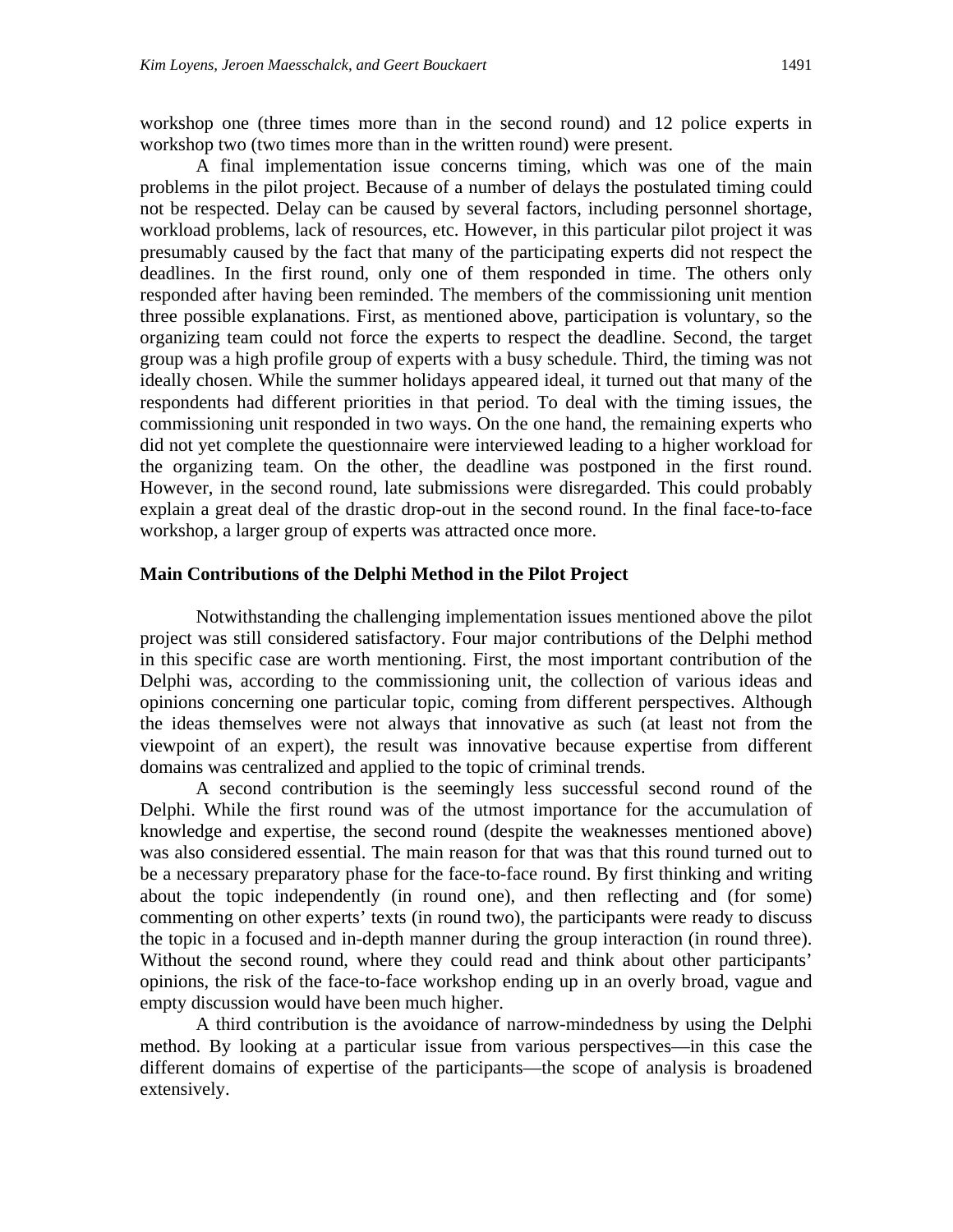workshop one (three times more than in the second round) and 12 police experts in workshop two (two times more than in the written round) were present.

A final implementation issue concerns timing, which was one of the main problems in the pilot project. Because of a number of delays the postulated timing could not be respected. Delay can be caused by several factors, including personnel shortage, workload problems, lack of resources, etc. However, in this particular pilot project it was presumably caused by the fact that many of the participating experts did not respect the deadlines. In the first round, only one of them responded in time. The others only responded after having been reminded. The members of the commissioning unit mention three possible explanations. First, as mentioned above, participation is voluntary, so the organizing team could not force the experts to respect the deadline. Second, the target group was a high profile group of experts with a busy schedule. Third, the timing was not ideally chosen. While the summer holidays appeared ideal, it turned out that many of the respondents had different priorities in that period. To deal with the timing issues, the commissioning unit responded in two ways. On the one hand, the remaining experts who did not yet complete the questionnaire were interviewed leading to a higher workload for the organizing team. On the other, the deadline was postponed in the first round. However, in the second round, late submissions were disregarded. This could probably explain a great deal of the drastic drop-out in the second round. In the final face-to-face workshop, a larger group of experts was attracted once more.

### Main Contributions of the Delphi Method in the Pilot Project

Notwithstanding the challenging implementation issues mentioned above the pilot project was still considered satisfactory. Four major contributions of the Delphi method in this specific case are worth mentioning. First, the most important contribution of the Delphi was, according to the commissioning unit, the collection of various ideas and opinions concerning one particular topic, coming from different perspectives. Although the ideas themselves were not always that innovative as such (at least not from the viewpoint of an expert), the result was innovative because expertise from different domains was centralized and applied to the topic of criminal trends.

A second contribution is the seemingly less successful second round of the Delphi. While the first round was of the utmost importance for the accumulation of knowledge and expertise, the second round (despite the weaknesses mentioned above) was also considered essential. The main reason for that was that this round turned out to be a necessary preparatory phase for the face-to-face round. By first thinking and writing about the topic independently (in round one), and then reflecting and (for some) commenting on other experts' texts (in round two), the participants were ready to discuss the topic in a focused and in-depth manner during the group interaction (in round three). Without the second round, where they could read and think about other participants' opinions, the risk of the face-to-face workshop ending up in an overly broad, vague and empty discussion would have been much higher.

A third contribution is the avoidance of narrow-mindedness by using the Delphi method. By looking at a particular issue from various perspectives—in this case the different domains of expertise of the participants—the scope of analysis is broadened extensively.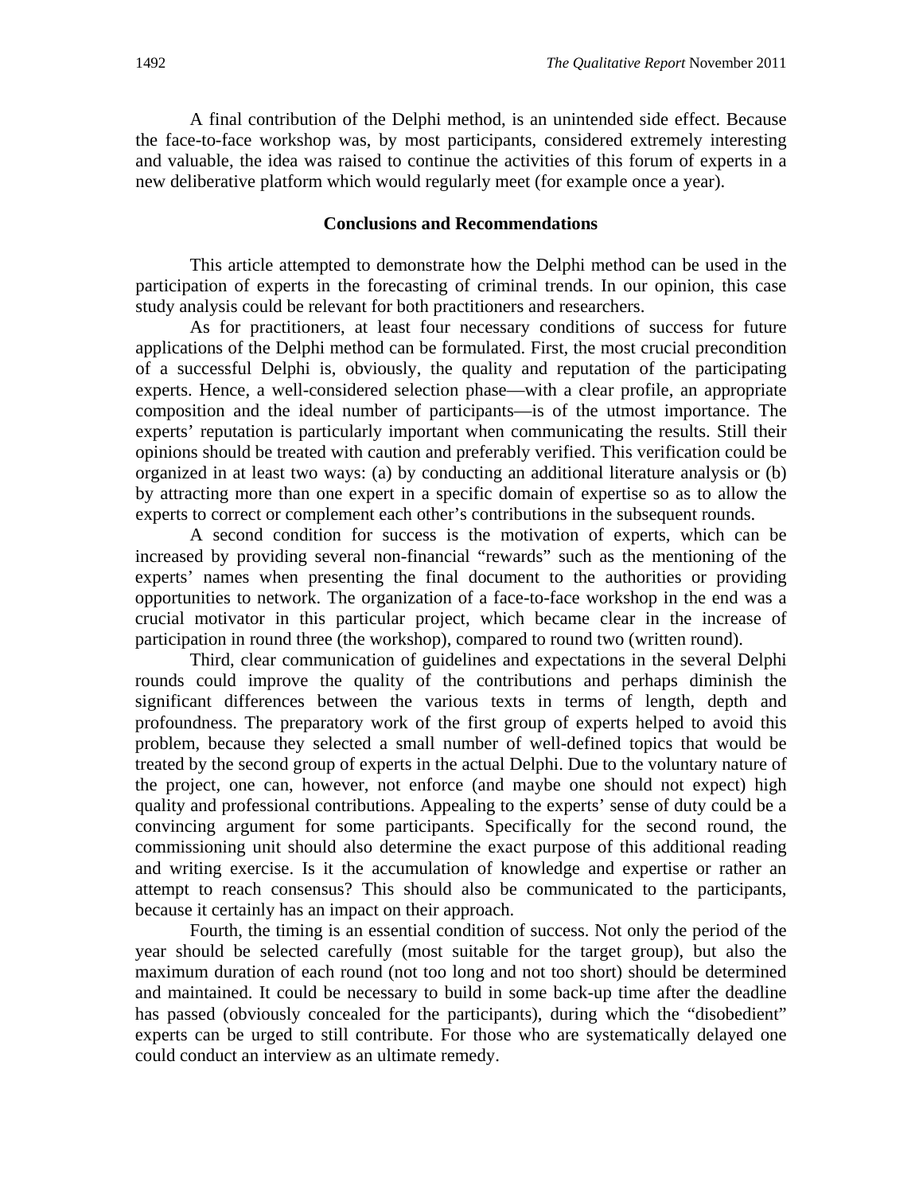A final contribution of the Delphi method, is an unintended side effect. Because the face-to-face workshop was, by most participants, considered extremely interesting and valuable, the idea was raised to continue the activities of this forum of experts in a new deliberative platform which would regularly meet (for example once a year).

## Conclusions and Recommendations

This article attempted to demonstrate how the Delphi method can be used in the participation of experts in the forecasting of criminal trends. In our opinion, this case study analysis could be relevant for both practitioners and researchers.

As for practitioners, at least four necessary conditions of success for future applications of the Delphi method can be formulated. First, the most crucial precondition of a successful Delphi is, obviously, the quality and reputation of the participating experts. Hence, a well-considered selection phase—with a clear profile, an appropriate composition and the ideal number of participants—is of the utmost importance. The experts' reputation is particularly important when communicating the results. Still their opinions should be treated with caution and preferably verified. This verification could be organized in at least two ways: (a) by conducting an additional literature analysis or (b) by attracting more than one expert in a specific domain of expertise so as to allow the experts to correct or complement each other's contributions in the subsequent rounds.

A second condition for success is the motivation of experts, which can be increased by providing several non-financial "rewards" such as the mentioning of the experts' names when presenting the final document to the authorities or providing opportunities to network. The organization of a face-to-face workshop in the end was a crucial motivator in this particular project, which became clear in the increase of participation in round three (the workshop), compared to round two (written round).

Third, clear communication of guidelines and expectations in the several Delphi rounds could improve the quality of the contributions and perhaps diminish the significant differences between the various texts in terms of length, depth and profoundness. The preparatory work of the first group of experts helped to avoid this problem, because they selected a small number of well-defined topics that would be treated by the second group of experts in the actual Delphi. Due to the voluntary nature of the project, one can, however, not enforce (and maybe one should not expect) high quality and professional contributions. Appealing to the experts' sense of duty could be a convincing argument for some participants. Specifically for the second round, the commissioning unit should also determine the exact purpose of this additional reading and writing exercise. Is it the accumulation of knowledge and expertise or rather an attempt to reach consensus? This should also be communicated to the participants, because it certainly has an impact on their approach.

Fourth, the timing is an essential condition of success. Not only the period of the year should be selected carefully (most suitable for the target group), but also the maximum duration of each round (not too long and not too short) should be determined and maintained. It could be necessary to build in some back-up time after the deadline has passed (obviously concealed for the participants), during which the "disobedient" experts can be urged to still contribute. For those who are systematically delayed one could conduct an interview as an ultimate remedy.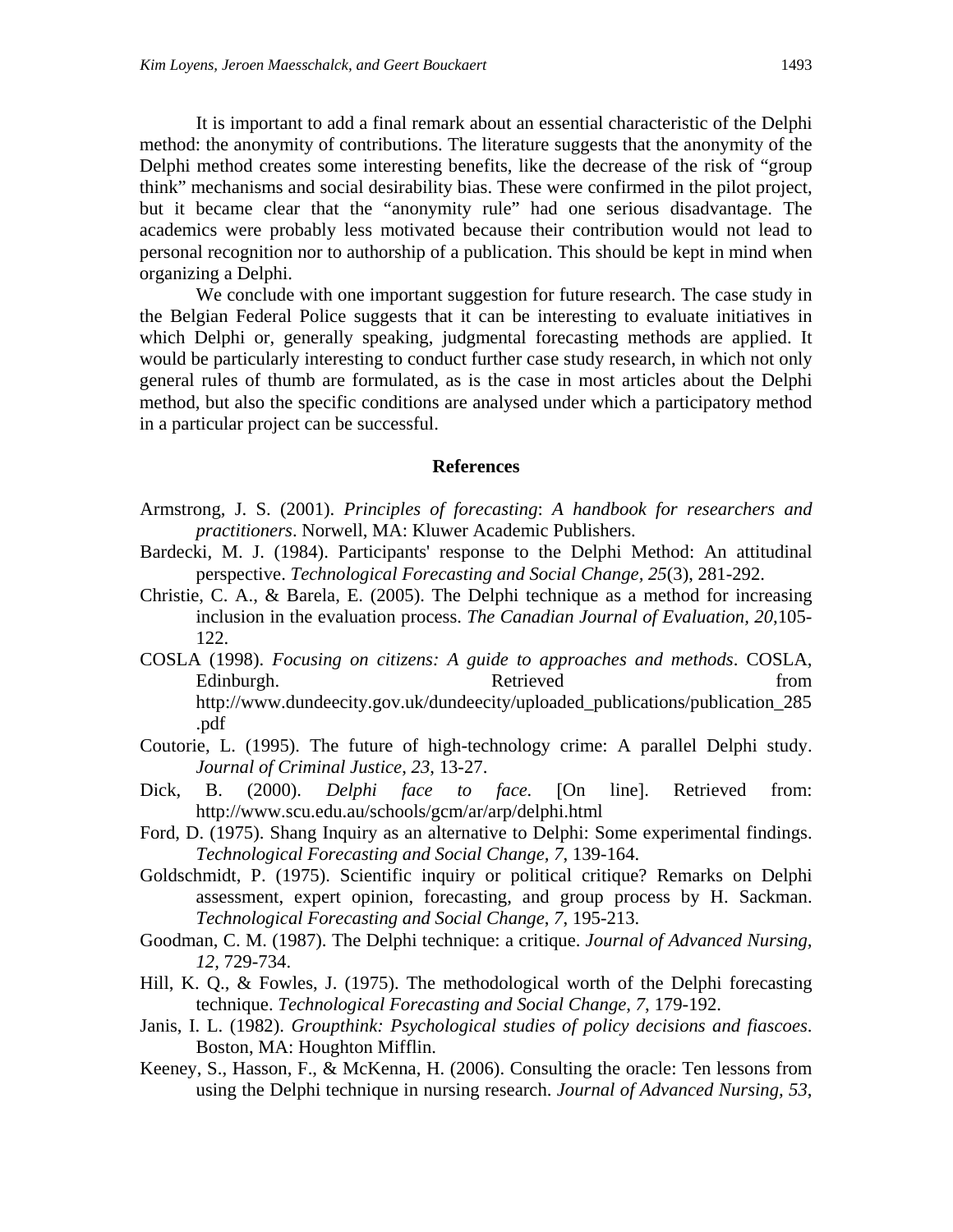It is important to add a final remark about an essential characteristic of the Delphi method: the anonymity of contributions. The literature suggests that the anonymity of the Delphi method creates some interesting benefits, like the decrease of the risk of "group think" mechanisms and social desirability bias. These were confirmed in the pilot project, but it became clear that the "anonymity rule" had one serious disadvantage. The academics were probably less motivated because their contribution would not lead to personal recognition nor to authorship of a publication. This should be kept in mind when organizing a Delphi.

We conclude with one important suggestion for future research. The case study in the Belgian Federal Police suggests that it can be interesting to evaluate initiatives in which Delphi or, generally speaking, judgmental forecasting methods are applied. It would be particularly interesting to conduct further case study research, in which not only general rules of thumb are formulated, as is the case in most articles about the Delphi method, but also the specific conditions are analysed under which a participatory method in a particular project can be successful.

## References

Armstrong, J. S. (2001). *Principles of forecasting*: *A handbook for researchers and practitioners*. Norwell, MA: Kluwer Academic Publishers.

Bardecki, M. J. (1984). Participants' response to the Delphi Method: An attitudinal perspective. *Technological Forecasting and Social Change, 25*(3), 281-292.

Christie, C. A., & Barela, E. (2005). The Delphi technique as a method for increasing inclusion in the evaluation process. *The Canadian Journal of Evaluation, 20*,105-122.

COSLA (1998). *Focusing on citizens: A guide to approaches and methods*. COSLA, Edinburgh. Retrieved from http://www.dundeecity.gov.uk/dundeecity/uploaded_publications/publication_285.pdf

Coutorie, L. (1995). The future of high-technology crime: A parallel Delphi study. *Journal of Criminal Justice*, *23*, 13-27.

Dick, B. (2000). *Delphi face to face.* [On line]. Retrieved from: http://www.scu.edu.au/schools/gcm/ar/arp/delphi.html

Ford, D. (1975). Shang Inquiry as an alternative to Delphi: Some experimental findings. *Technological Forecasting and Social Change, 7*, 139-164.

Goldschmidt, P. (1975). Scientific inquiry or political critique? Remarks on Delphi assessment, expert opinion, forecasting, and group process by H. Sackman. *Technological Forecasting and Social Change*, *7*, 195-213.

Goodman, C. M. (1987). The Delphi technique: a critique. *Journal of Advanced Nursing, 12,* 729-734.

Hill, K. Q., & Fowles, J. (1975). The methodological worth of the Delphi forecasting technique. *Technological Forecasting and Social Change*, *7*, 179-192.

Janis, I. L. (1982). *Groupthink: Psychological studies of policy decisions and fiascoes*. Boston, MA: Houghton Mifflin.

Keeney, S., Hasson, F., & McKenna, H. (2006). Consulting the oracle: Ten lessons from using the Delphi technique in nursing research. *Journal of Advanced Nursing*, *53*,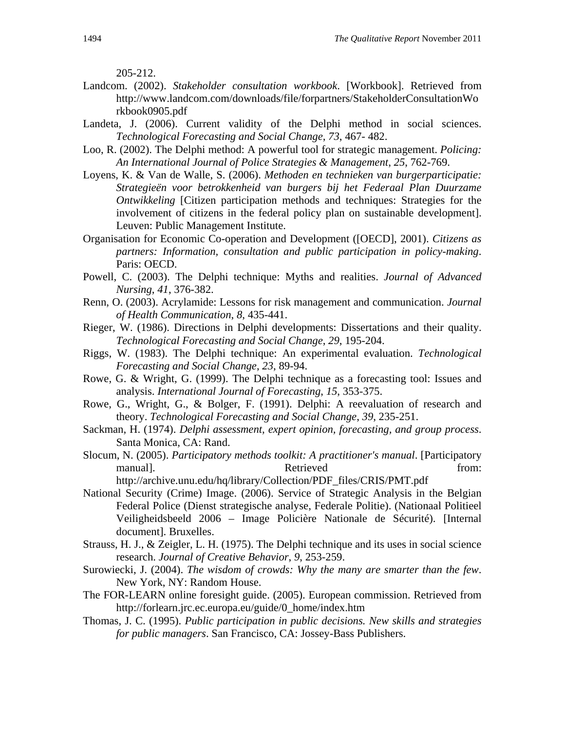205-212.

Landcom. (2002). *Stakeholder consultation workbook*. [Workbook]. Retrieved from http://www.landcom.com/downloads/file/forpartners/StakeholderConsultationWorkbook0905.pdf

Landeta, J. (2006). Current validity of the Delphi method in social sciences. *Technological Forecasting and Social Change*, *73*, 467- 482.

Loo, R. (2002). The Delphi method: A powerful tool for strategic management. *Policing: An International Journal of Police Strategies & Management*, *25*, 762-769.

Loyens, K. & Van de Walle, S. (2006). *Methoden en technieken van burgerparticipatie: Strategieën voor betrokkenheid van burgers bij het Federaal Plan Duurzame Ontwikkeling* [Citizen participation methods and techniques: Strategies for the involvement of citizens in the federal policy plan on sustainable development]. Leuven: Public Management Institute.

Organisation for Economic Co-operation and Development ([OECD], 2001). *Citizens as partners: Information, consultation and public participation in policy-making*. Paris: OECD.

Powell, C. (2003). The Delphi technique: Myths and realities. *Journal of Advanced Nursing*, *41*, 376-382.

Renn, O. (2003). Acrylamide: Lessons for risk management and communication. *Journal of Health Communication*, *8*, 435-441.

Rieger, W. (1986). Directions in Delphi developments: Dissertations and their quality. *Technological Forecasting and Social Change*, *29*, 195-204.

Riggs, W. (1983). The Delphi technique: An experimental evaluation. *Technological Forecasting and Social Change*, *23*, 89-94.

Rowe, G. & Wright, G. (1999). The Delphi technique as a forecasting tool: Issues and analysis. *International Journal of Forecasting*, *15*, 353-375.

Rowe, G., Wright, G., & Bolger, F. (1991). Delphi: A reevaluation of research and theory. *Technological Forecasting and Social Change*, *39*, 235-251.

Sackman, H. (1974). *Delphi assessment, expert opinion, forecasting, and group process*. Santa Monica, CA: Rand.

Slocum, N. (2005). *Participatory methods toolkit: A practitioner's manual*. [Participatory manual]. Retrieved from: http://archive.unu.edu/hq/library/Collection/PDF_files/CRIS/PMT.pdf

National Security (Crime) Image. (2006). Service of Strategic Analysis in the Belgian Federal Police (Dienst strategische analyse, Federale Politie). (Nationaal Politieel Veiligheidsbeeld 2006 – Image Policière Nationale de Sécurité). [Internal document]. Bruxelles.

Strauss, H. J., & Zeigler, L. H. (1975). The Delphi technique and its uses in social science research. *Journal of Creative Behavior*, *9*, 253-259.

Surowiecki, J. (2004). *The wisdom of crowds: Why the many are smarter than the few*. New York, NY: Random House.

The FOR-LEARN online foresight guide. (2005). European commission. Retrieved from http://forlearn.jrc.ec.europa.eu/guide/0_home/index.htm

Thomas, J. C. (1995). *Public participation in public decisions. New skills and strategies for public managers*. San Francisco, CA: Jossey-Bass Publishers.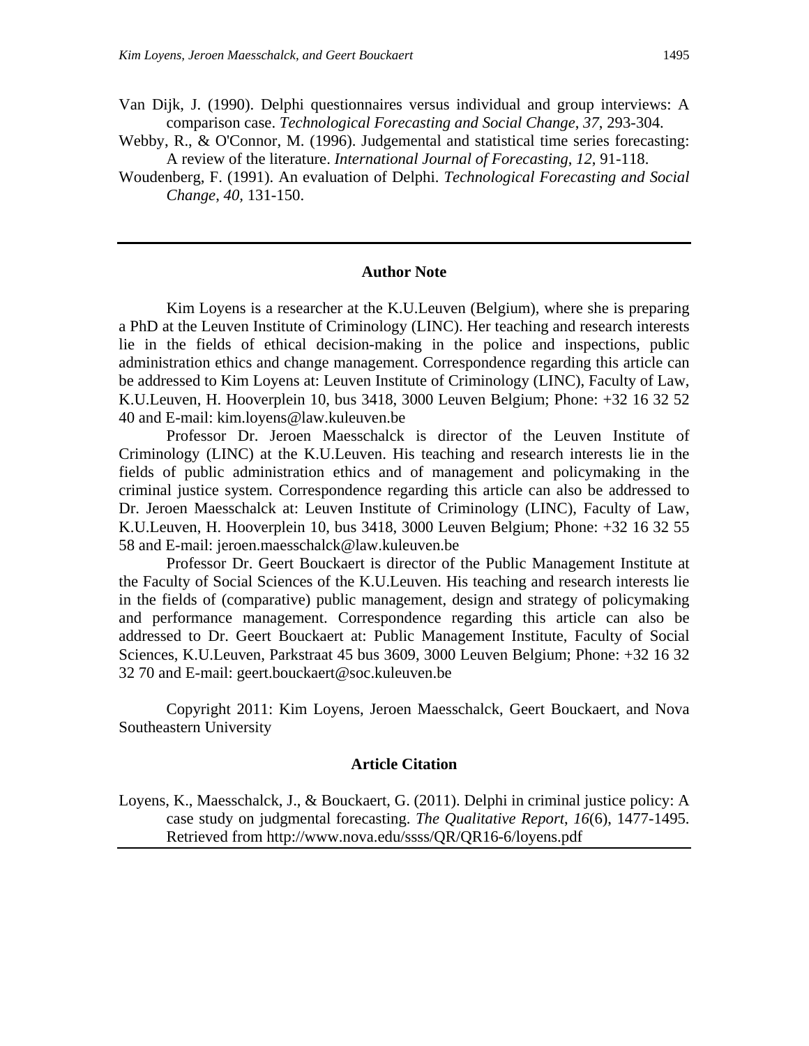Van Dijk, J. (1990). Delphi questionnaires versus individual and group interviews: A comparison case. *Technological Forecasting and Social Change*, *37*, 293-304.

Webby, R., & O'Connor, M. (1996). Judgemental and statistical time series forecasting: A review of the literature. *International Journal of Forecasting*, *12*, 91-118.

Woudenberg, F. (1991). An evaluation of Delphi. *Technological Forecasting and Social Change*, *40*, 131-150.

---

## Author Note

Kim Loyens is a researcher at the K.U.Leuven (Belgium), where she is preparing a PhD at the Leuven Institute of Criminology (LINC). Her teaching and research interests lie in the fields of ethical decision-making in the police and inspections, public administration ethics and change management. Correspondence regarding this article can be addressed to Kim Loyens at: Leuven Institute of Criminology (LINC), Faculty of Law, K.U.Leuven, H. Hooverplein 10, bus 3418, 3000 Leuven Belgium; Phone: +32 16 32 52 40 and E-mail: kim.loyens@law.kuleuven.be

Professor Dr. Jeroen Maesschalck is director of the Leuven Institute of Criminology (LINC) at the K.U.Leuven. His teaching and research interests lie in the fields of public administration ethics and of management and policymaking in the criminal justice system. Correspondence regarding this article can also be addressed to Dr. Jeroen Maesschalck at: Leuven Institute of Criminology (LINC), Faculty of Law, K.U.Leuven, H. Hooverplein 10, bus 3418, 3000 Leuven Belgium; Phone: +32 16 32 55 58 and E-mail: jeroen.maesschalck@law.kuleuven.be

Professor Dr. Geert Bouckaert is director of the Public Management Institute at the Faculty of Social Sciences of the K.U.Leuven. His teaching and research interests lie in the fields of (comparative) public management, design and strategy of policymaking and performance management. Correspondence regarding this article can also be addressed to Dr. Geert Bouckaert at: Public Management Institute, Faculty of Social Sciences, K.U.Leuven, Parkstraat 45 bus 3609, 3000 Leuven Belgium; Phone: +32 16 32 32 70 and E-mail: geert.bouckaert@soc.kuleuven.be

Copyright 2011: Kim Loyens, Jeroen Maesschalck, Geert Bouckaert, and Nova Southeastern University

## Article Citation

Loyens, K., Maesschalck, J., & Bouckaert, G. (2011). Delphi in criminal justice policy: A case study on judgmental forecasting. *The Qualitative Report*, *16*(6), 1477-1495. Retrieved from http://www.nova.edu/ssss/QR/QR16-6/loyens.pdf